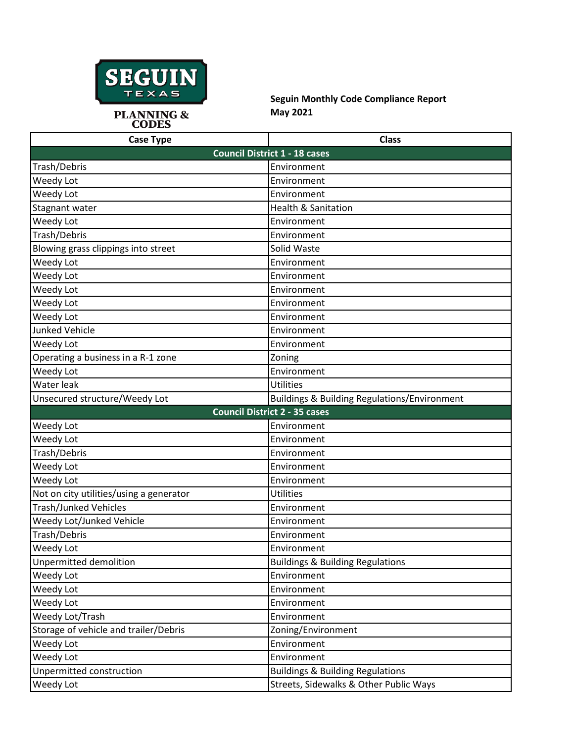SEGUIN
TEXAS

PLANNING & CODES

**Seguin Monthly Code Compliance Report**
**May 2021**

| Case Type | Class |
|---|---|
| **Council District 1 - 18 cases** | |
| Trash/Debris | Environment |
| Weedy Lot | Environment |
| Weedy Lot | Environment |
| Stagnant water | Health & Sanitation |
| Weedy Lot | Environment |
| Trash/Debris | Environment |
| Blowing grass clippings into street | Solid Waste |
| Weedy Lot | Environment |
| Weedy Lot | Environment |
| Weedy Lot | Environment |
| Weedy Lot | Environment |
| Weedy Lot | Environment |
| Junked Vehicle | Environment |
| Weedy Lot | Environment |
| Operating a business in a R-1 zone | Zoning |
| Weedy Lot | Environment |
| Water leak | Utilities |
| Unsecured structure/Weedy Lot | Buildings & Building Regulations/Environment |
| **Council District 2 - 35 cases** | |
| Weedy Lot | Environment |
| Weedy Lot | Environment |
| Trash/Debris | Environment |
| Weedy Lot | Environment |
| Weedy Lot | Environment |
| Not on city utilities/using a generator | Utilities |
| Trash/Junked Vehicles | Environment |
| Weedy Lot/Junked Vehicle | Environment |
| Trash/Debris | Environment |
| Weedy Lot | Environment |
| Unpermitted demolition | Buildings & Building Regulations |
| Weedy Lot | Environment |
| Weedy Lot | Environment |
| Weedy Lot | Environment |
| Weedy Lot/Trash | Environment |
| Storage of vehicle and trailer/Debris | Zoning/Environment |
| Weedy Lot | Environment |
| Weedy Lot | Environment |
| Unpermitted construction | Buildings & Building Regulations |
| Weedy Lot | Streets, Sidewalks & Other Public Ways |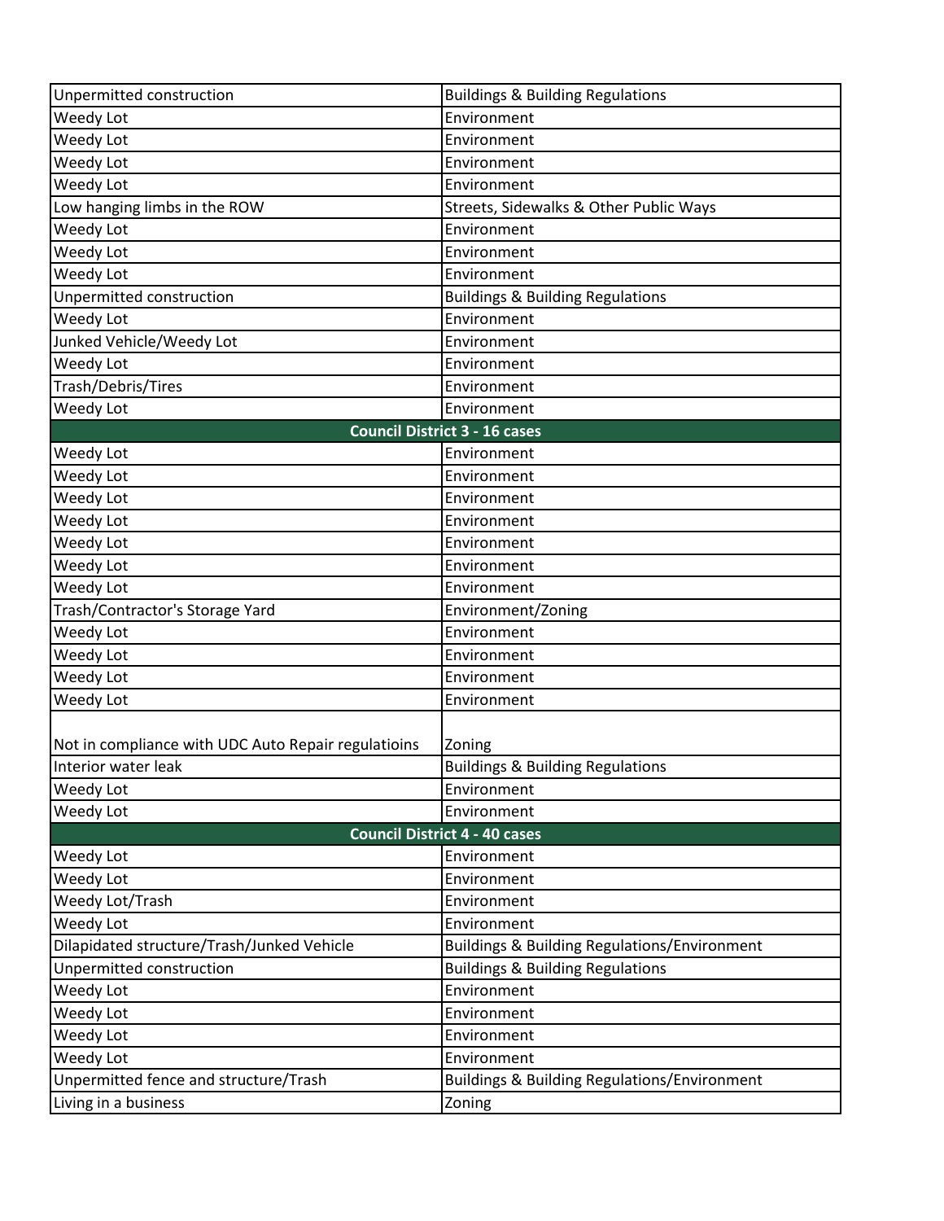| | |
|---|---|
| Unpermitted construction | Buildings & Building Regulations |
| Weedy Lot | Environment |
| Weedy Lot | Environment |
| Weedy Lot | Environment |
| Weedy Lot | Environment |
| Low hanging limbs in the ROW | Streets, Sidewalks & Other Public Ways |
| Weedy Lot | Environment |
| Weedy Lot | Environment |
| Weedy Lot | Environment |
| Unpermitted construction | Buildings & Building Regulations |
| Weedy Lot | Environment |
| Junked Vehicle/Weedy Lot | Environment |
| Weedy Lot | Environment |
| Trash/Debris/Tires | Environment |
| Weedy Lot | Environment |
| **Council District 3 - 16 cases** | |
| Weedy Lot | Environment |
| Weedy Lot | Environment |
| Weedy Lot | Environment |
| Weedy Lot | Environment |
| Weedy Lot | Environment |
| Weedy Lot | Environment |
| Weedy Lot | Environment |
| Trash/Contractor's Storage Yard | Environment/Zoning |
| Weedy Lot | Environment |
| Weedy Lot | Environment |
| Weedy Lot | Environment |
| Weedy Lot | Environment |
| Not in compliance with UDC Auto Repair regulatioins | Zoning |
| Interior water leak | Buildings & Building Regulations |
| Weedy Lot | Environment |
| Weedy Lot | Environment |
| **Council District 4 - 40 cases** | |
| Weedy Lot | Environment |
| Weedy Lot | Environment |
| Weedy Lot/Trash | Environment |
| Weedy Lot | Environment |
| Dilapidated structure/Trash/Junked Vehicle | Buildings & Building Regulations/Environment |
| Unpermitted construction | Buildings & Building Regulations |
| Weedy Lot | Environment |
| Weedy Lot | Environment |
| Weedy Lot | Environment |
| Weedy Lot | Environment |
| Unpermitted fence and structure/Trash | Buildings & Building Regulations/Environment |
| Living in a business | Zoning |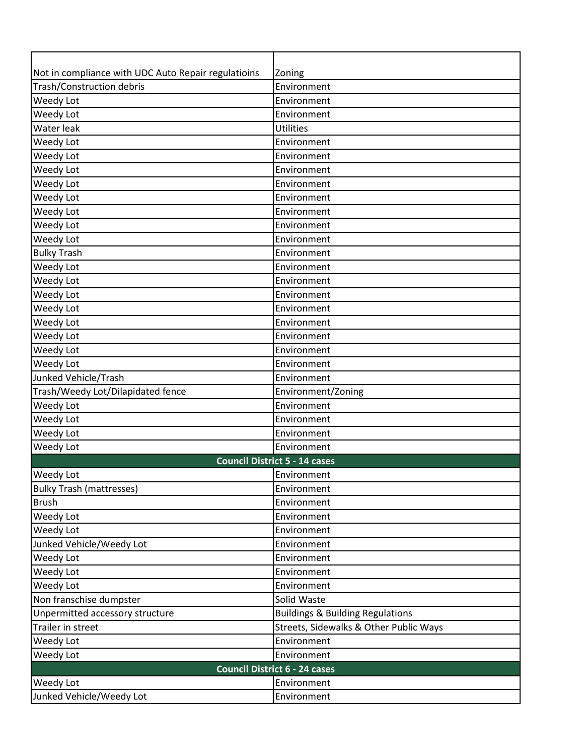| | |
|---|---|
| Not in compliance with UDC Auto Repair regulatioins | Zoning |
| Trash/Construction debris | Environment |
| Weedy Lot | Environment |
| Weedy Lot | Environment |
| Water leak | Utilities |
| Weedy Lot | Environment |
| Weedy Lot | Environment |
| Weedy Lot | Environment |
| Weedy Lot | Environment |
| Weedy Lot | Environment |
| Weedy Lot | Environment |
| Weedy Lot | Environment |
| Weedy Lot | Environment |
| Bulky Trash | Environment |
| Weedy Lot | Environment |
| Weedy Lot | Environment |
| Weedy Lot | Environment |
| Weedy Lot | Environment |
| Weedy Lot | Environment |
| Weedy Lot | Environment |
| Weedy Lot | Environment |
| Weedy Lot | Environment |
| Junked Vehicle/Trash | Environment |
| Trash/Weedy Lot/Dilapidated fence | Environment/Zoning |
| Weedy Lot | Environment |
| Weedy Lot | Environment |
| Weedy Lot | Environment |
| Weedy Lot | Environment |
| **Council District 5 - 14 cases** | |
| Weedy Lot | Environment |
| Bulky Trash (mattresses) | Environment |
| Brush | Environment |
| Weedy Lot | Environment |
| Weedy Lot | Environment |
| Junked Vehicle/Weedy Lot | Environment |
| Weedy Lot | Environment |
| Weedy Lot | Environment |
| Weedy Lot | Environment |
| Non franschise dumpster | Solid Waste |
| Unpermitted accessory structure | Buildings & Building Regulations |
| Trailer in street | Streets, Sidewalks & Other Public Ways |
| Weedy Lot | Environment |
| Weedy Lot | Environment |
| **Council District 6 - 24 cases** | |
| Weedy Lot | Environment |
| Junked Vehicle/Weedy Lot | Environment |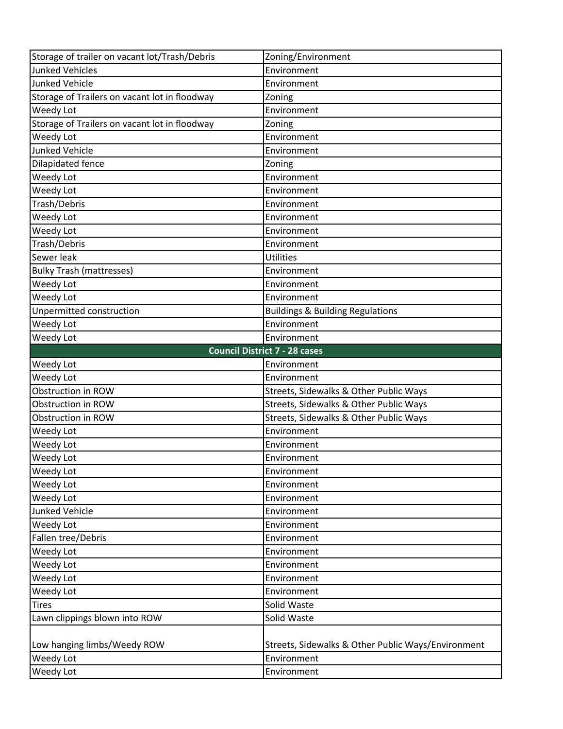| | |
|---|---|
| Storage of trailer on vacant lot/Trash/Debris | Zoning/Environment |
| Junked Vehicles | Environment |
| Junked Vehicle | Environment |
| Storage of Trailers on vacant lot in floodway | Zoning |
| Weedy Lot | Environment |
| Storage of Trailers on vacant lot in floodway | Zoning |
| Weedy Lot | Environment |
| Junked Vehicle | Environment |
| Dilapidated fence | Zoning |
| Weedy Lot | Environment |
| Weedy Lot | Environment |
| Trash/Debris | Environment |
| Weedy Lot | Environment |
| Weedy Lot | Environment |
| Trash/Debris | Environment |
| Sewer leak | Utilities |
| Bulky Trash (mattresses) | Environment |
| Weedy Lot | Environment |
| Weedy Lot | Environment |
| Unpermitted construction | Buildings & Building Regulations |
| Weedy Lot | Environment |
| Weedy Lot | Environment |
| **Council District 7 - 28 cases** | |
| Weedy Lot | Environment |
| Weedy Lot | Environment |
| Obstruction in ROW | Streets, Sidewalks & Other Public Ways |
| Obstruction in ROW | Streets, Sidewalks & Other Public Ways |
| Obstruction in ROW | Streets, Sidewalks & Other Public Ways |
| Weedy Lot | Environment |
| Weedy Lot | Environment |
| Weedy Lot | Environment |
| Weedy Lot | Environment |
| Weedy Lot | Environment |
| Weedy Lot | Environment |
| Junked Vehicle | Environment |
| Weedy Lot | Environment |
| Fallen tree/Debris | Environment |
| Weedy Lot | Environment |
| Weedy Lot | Environment |
| Weedy Lot | Environment |
| Weedy Lot | Environment |
| Tires | Solid Waste |
| Lawn clippings blown into ROW | Solid Waste |
| Low hanging limbs/Weedy ROW | Streets, Sidewalks & Other Public Ways/Environment |
| Weedy Lot | Environment |
| Weedy Lot | Environment |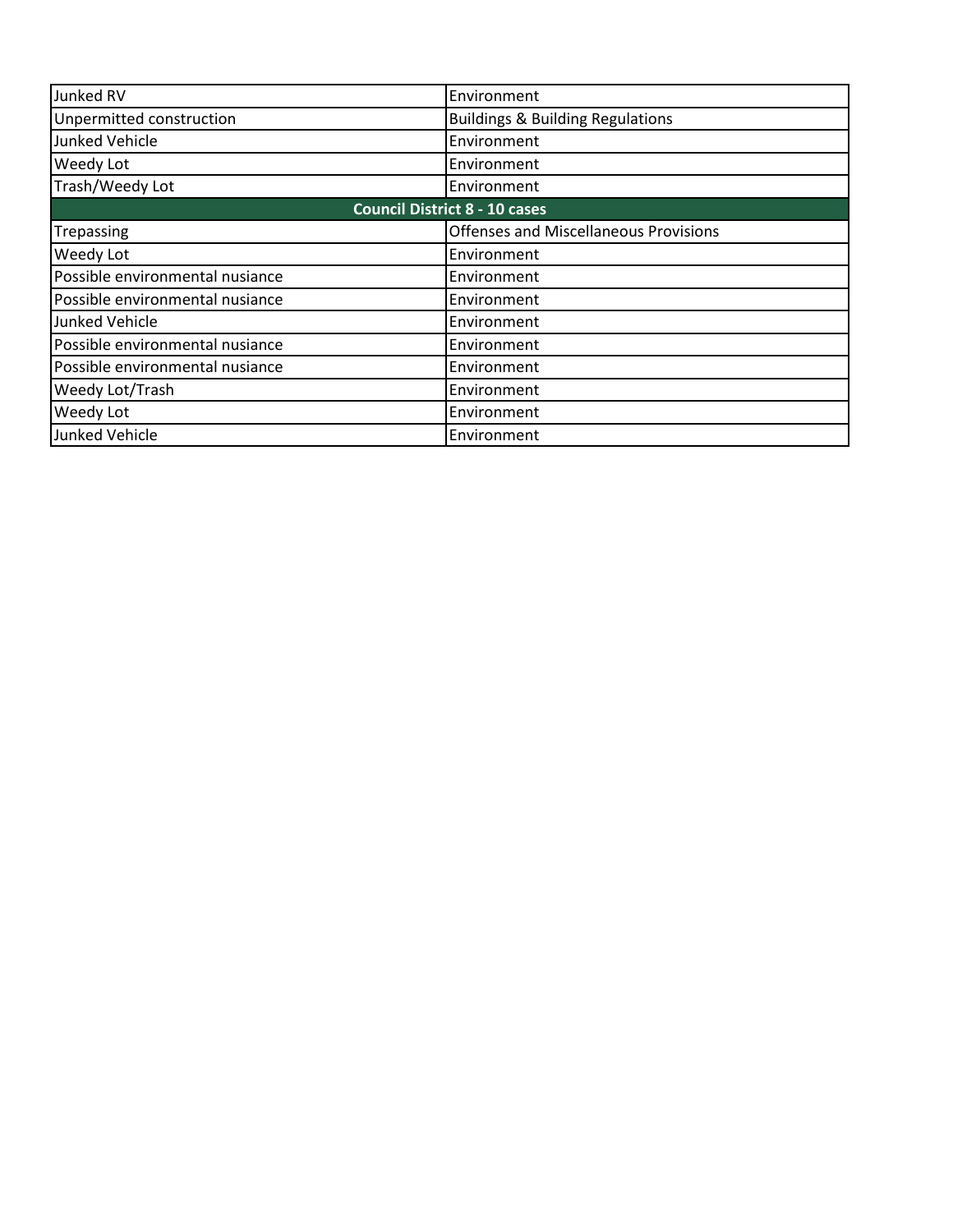| | |
|---|---|
| Junked RV | Environment |
| Unpermitted construction | Buildings & Building Regulations |
| Junked Vehicle | Environment |
| Weedy Lot | Environment |
| Trash/Weedy Lot | Environment |
| **Council District 8 - 10 cases** | |
| Trepassing | Offenses and Miscellaneous Provisions |
| Weedy Lot | Environment |
| Possible environmental nusiance | Environment |
| Possible environmental nusiance | Environment |
| Junked Vehicle | Environment |
| Possible environmental nusiance | Environment |
| Possible environmental nusiance | Environment |
| Weedy Lot/Trash | Environment |
| Weedy Lot | Environment |
| Junked Vehicle | Environment |